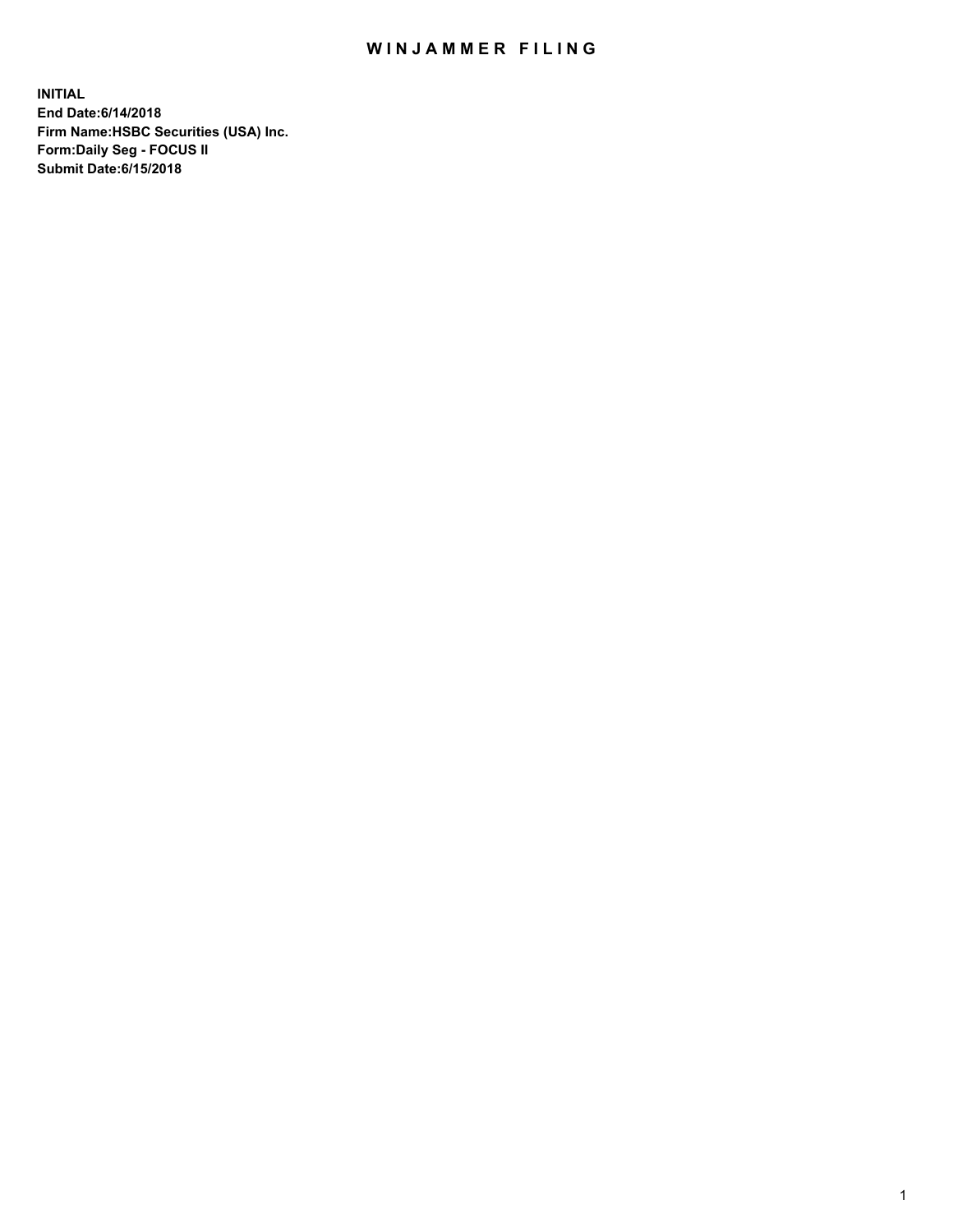# WINJAMMER FILING

**INITIAL**
**End Date:6/14/2018**
**Firm Name:HSBC Securities (USA) Inc.**
**Form:Daily Seg - FOCUS II**
**Submit Date:6/15/2018**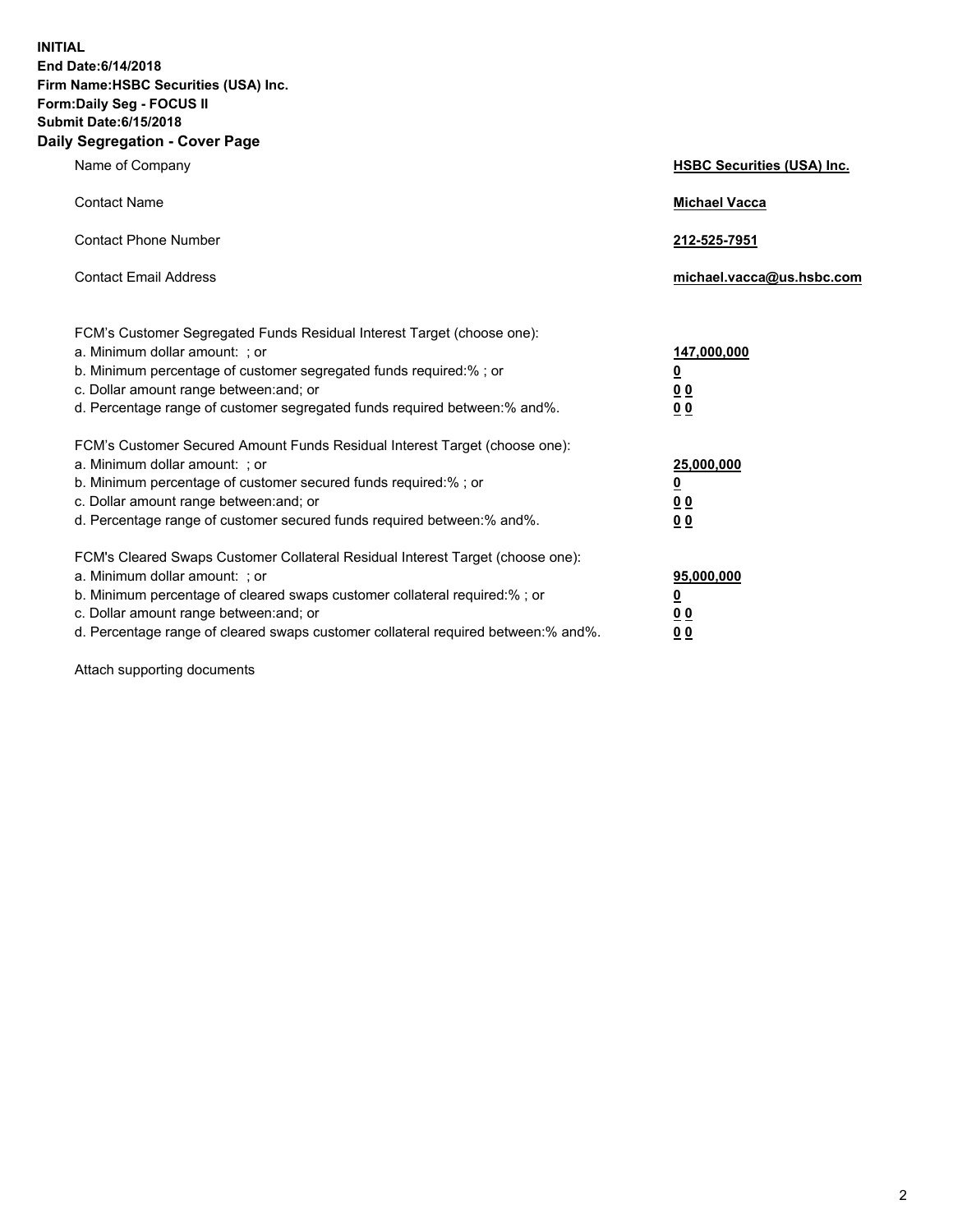**INITIAL**
**End Date:6/14/2018**
**Firm Name:HSBC Securities (USA) Inc.**
**Form:Daily Seg - FOCUS II**
**Submit Date:6/15/2018**

## Daily Segregation - Cover Page

| | |
|---|---|
| Name of Company | **HSBC Securities (USA) Inc.** |
| Contact Name | **Michael Vacca** |
| Contact Phone Number | **212-525-7951** |
| Contact Email Address | **michael.vacca@us.hsbc.com** |

| | |
|---|---|
| FCM's Customer Segregated Funds Residual Interest Target (choose one): | |
| a. Minimum dollar amount: ; or | **147,000,000** |
| b. Minimum percentage of customer segregated funds required:% ; or | **0** |
| c. Dollar amount range between:and; or | **0 0** |
| d. Percentage range of customer segregated funds required between:% and%. | **0 0** |
| FCM's Customer Secured Amount Funds Residual Interest Target (choose one): | |
| a. Minimum dollar amount: ; or | **25,000,000** |
| b. Minimum percentage of customer secured funds required:% ; or | **0** |
| c. Dollar amount range between:and; or | **0 0** |
| d. Percentage range of customer secured funds required between:% and%. | **0 0** |
| FCM's Cleared Swaps Customer Collateral Residual Interest Target (choose one): | |
| a. Minimum dollar amount: ; or | **95,000,000** |
| b. Minimum percentage of cleared swaps customer collateral required:% ; or | **0** |
| c. Dollar amount range between:and; or | **0 0** |
| d. Percentage range of cleared swaps customer collateral required between:% and%. | **0 0** |

Attach supporting documents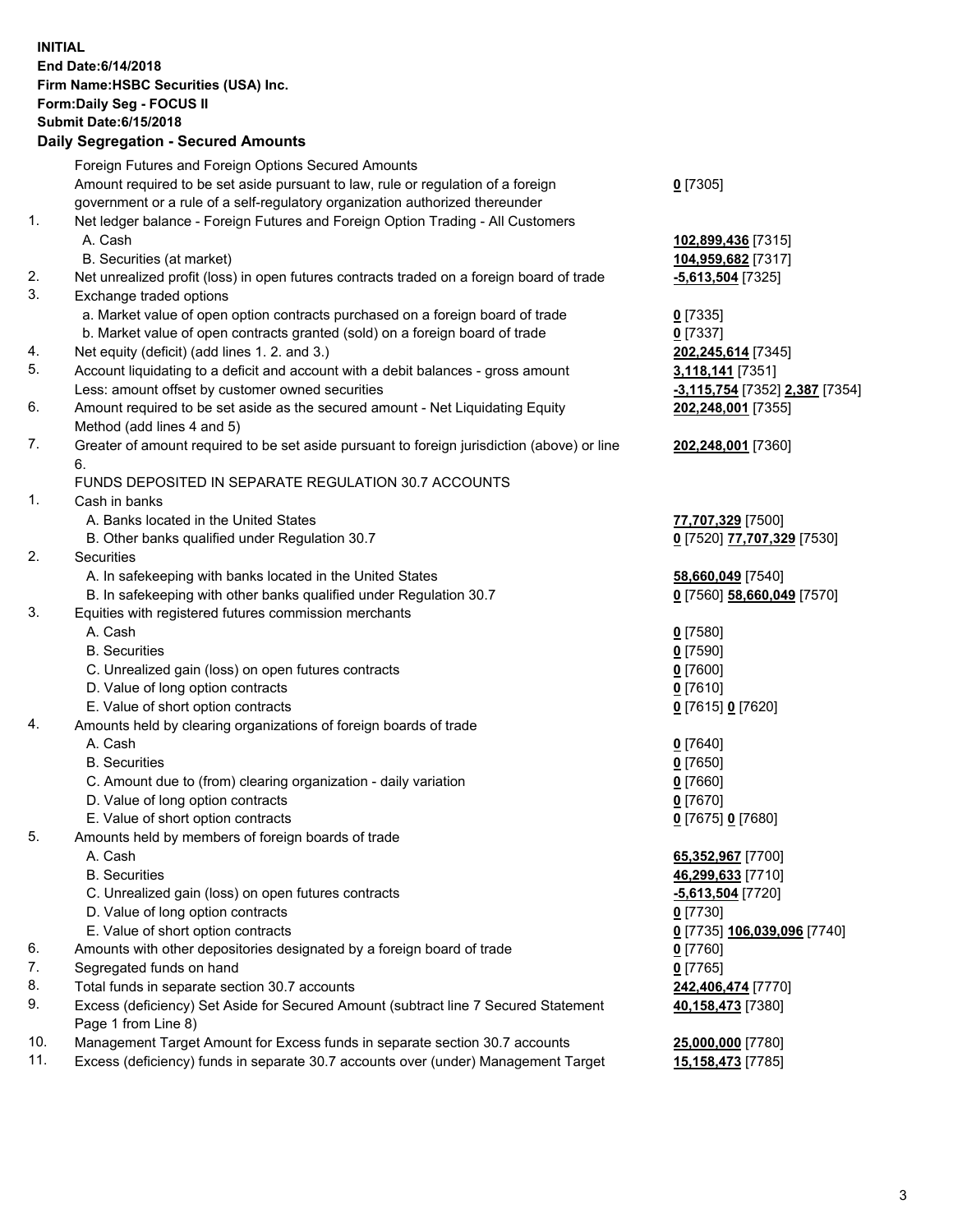**INITIAL**
**End Date:6/14/2018**
**Firm Name:HSBC Securities (USA) Inc.**
**Form:Daily Seg - FOCUS II**
**Submit Date:6/15/2018**

## Daily Segregation - Secured Amounts

| | | |
|---|---|---|
| | Foreign Futures and Foreign Options Secured Amounts | |
| | Amount required to be set aside pursuant to law, rule or regulation of a foreign government or a rule of a self-regulatory organization authorized thereunder | **0** [7305] |
| 1. | Net ledger balance - Foreign Futures and Foreign Option Trading - All Customers | |
| | A. Cash | **102,899,436** [7315] |
| | B. Securities (at market) | **104,959,682** [7317] |
| 2. | Net unrealized profit (loss) in open futures contracts traded on a foreign board of trade | **-5,613,504** [7325] |
| 3. | Exchange traded options | |
| | a. Market value of open option contracts purchased on a foreign board of trade | **0** [7335] |
| | b. Market value of open contracts granted (sold) on a foreign board of trade | **0** [7337] |
| 4. | Net equity (deficit) (add lines 1. 2. and 3.) | **202,245,614** [7345] |
| 5. | Account liquidating to a deficit and account with a debit balances - gross amount | **3,118,141** [7351] |
| | Less: amount offset by customer owned securities | **-3,115,754** [7352] **2,387** [7354] |
| 6. | Amount required to be set aside as the secured amount - Net Liquidating Equity Method (add lines 4 and 5) | **202,248,001** [7355] |
| 7. | Greater of amount required to be set aside pursuant to foreign jurisdiction (above) or line 6. | **202,248,001** [7360] |
| | FUNDS DEPOSITED IN SEPARATE REGULATION 30.7 ACCOUNTS | |
| 1. | Cash in banks | |
| | A. Banks located in the United States | **77,707,329** [7500] |
| | B. Other banks qualified under Regulation 30.7 | **0** [7520] **77,707,329** [7530] |
| 2. | Securities | |
| | A. In safekeeping with banks located in the United States | **58,660,049** [7540] |
| | B. In safekeeping with other banks qualified under Regulation 30.7 | **0** [7560] **58,660,049** [7570] |
| 3. | Equities with registered futures commission merchants | |
| | A. Cash | **0** [7580] |
| | B. Securities | **0** [7590] |
| | C. Unrealized gain (loss) on open futures contracts | **0** [7600] |
| | D. Value of long option contracts | **0** [7610] |
| | E. Value of short option contracts | **0** [7615] **0** [7620] |
| 4. | Amounts held by clearing organizations of foreign boards of trade | |
| | A. Cash | **0** [7640] |
| | B. Securities | **0** [7650] |
| | C. Amount due to (from) clearing organization - daily variation | **0** [7660] |
| | D. Value of long option contracts | **0** [7670] |
| | E. Value of short option contracts | **0** [7675] **0** [7680] |
| 5. | Amounts held by members of foreign boards of trade | |
| | A. Cash | **65,352,967** [7700] |
| | B. Securities | **46,299,633** [7710] |
| | C. Unrealized gain (loss) on open futures contracts | **-5,613,504** [7720] |
| | D. Value of long option contracts | **0** [7730] |
| | E. Value of short option contracts | **0** [7735] **106,039,096** [7740] |
| 6. | Amounts with other depositories designated by a foreign board of trade | **0** [7760] |
| 7. | Segregated funds on hand | **0** [7765] |
| 8. | Total funds in separate section 30.7 accounts | **242,406,474** [7770] |
| 9. | Excess (deficiency) Set Aside for Secured Amount (subtract line 7 Secured Statement Page 1 from Line 8) | **40,158,473** [7380] |
| 10. | Management Target Amount for Excess funds in separate section 30.7 accounts | **25,000,000** [7780] |
| 11. | Excess (deficiency) funds in separate 30.7 accounts over (under) Management Target | **15,158,473** [7785] |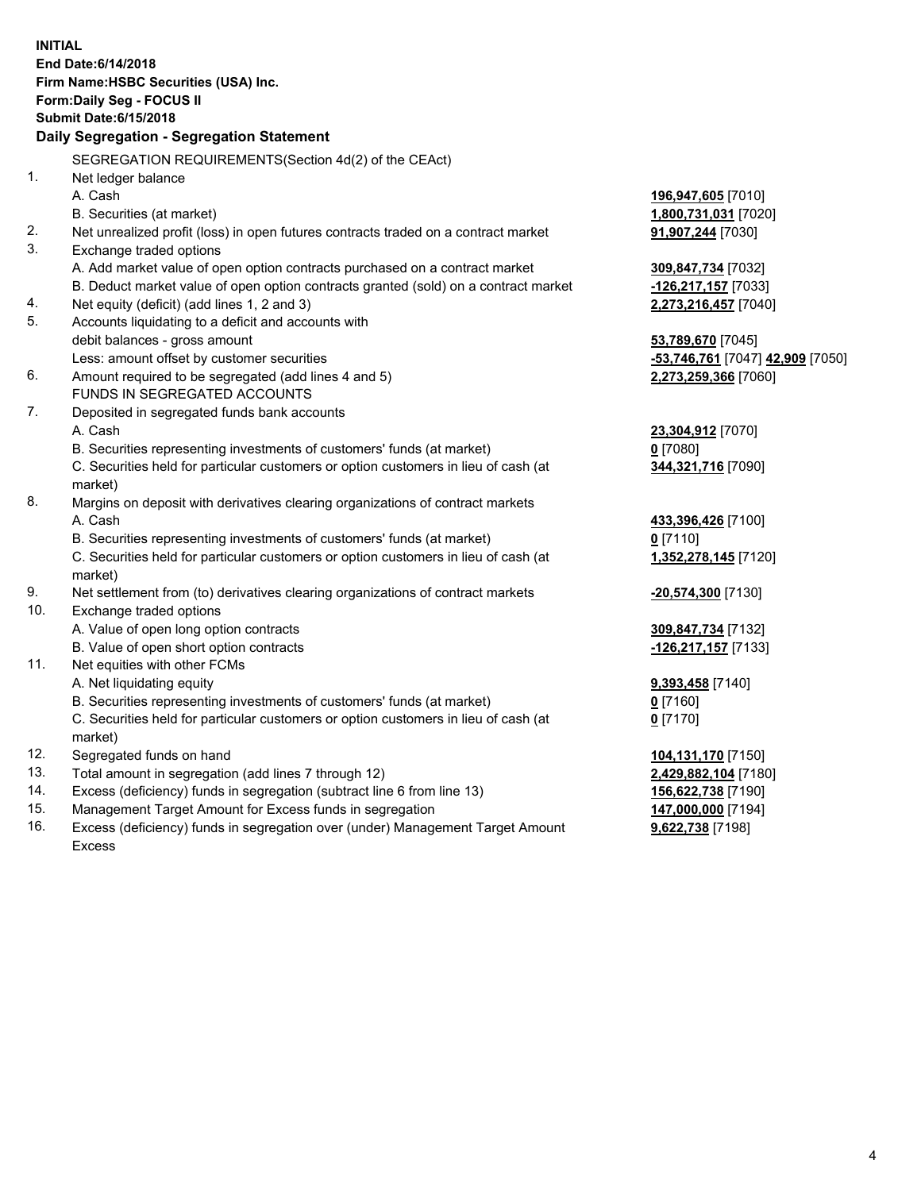**INITIAL**
**End Date:6/14/2018**
**Firm Name:HSBC Securities (USA) Inc.**
**Form:Daily Seg - FOCUS II**
**Submit Date:6/15/2018**

### Daily Segregation - Segregation Statement

SEGREGATION REQUIREMENTS(Section 4d(2) of the CEAct)

| | | |
|---|---|---|
| 1. | Net ledger balance | |
| | A. Cash | **196,947,605** [7010] |
| | B. Securities (at market) | **1,800,731,031** [7020] |
| 2. | Net unrealized profit (loss) in open futures contracts traded on a contract market | **91,907,244** [7030] |
| 3. | Exchange traded options | |
| | A. Add market value of open option contracts purchased on a contract market | **309,847,734** [7032] |
| | B. Deduct market value of open option contracts granted (sold) on a contract market | **-126,217,157** [7033] |
| 4. | Net equity (deficit) (add lines 1, 2 and 3) | **2,273,216,457** [7040] |
| 5. | Accounts liquidating to a deficit and accounts with debit balances - gross amount | **53,789,670** [7045] |
| | Less: amount offset by customer securities | **-53,746,761** [7047] **42,909** [7050] |
| 6. | Amount required to be segregated (add lines 4 and 5) | **2,273,259,366** [7060] |
| | FUNDS IN SEGREGATED ACCOUNTS | |
| 7. | Deposited in segregated funds bank accounts | |
| | A. Cash | **23,304,912** [7070] |
| | B. Securities representing investments of customers' funds (at market) | **0** [7080] |
| | C. Securities held for particular customers or option customers in lieu of cash (at market) | **344,321,716** [7090] |
| 8. | Margins on deposit with derivatives clearing organizations of contract markets | |
| | A. Cash | **433,396,426** [7100] |
| | B. Securities representing investments of customers' funds (at market) | **0** [7110] |
| | C. Securities held for particular customers or option customers in lieu of cash (at market) | **1,352,278,145** [7120] |
| 9. | Net settlement from (to) derivatives clearing organizations of contract markets | **-20,574,300** [7130] |
| 10. | Exchange traded options | |
| | A. Value of open long option contracts | **309,847,734** [7132] |
| | B. Value of open short option contracts | **-126,217,157** [7133] |
| 11. | Net equities with other FCMs | |
| | A. Net liquidating equity | **9,393,458** [7140] |
| | B. Securities representing investments of customers' funds (at market) | **0** [7160] |
| | C. Securities held for particular customers or option customers in lieu of cash (at market) | **0** [7170] |
| 12. | Segregated funds on hand | **104,131,170** [7150] |
| 13. | Total amount in segregation (add lines 7 through 12) | **2,429,882,104** [7180] |
| 14. | Excess (deficiency) funds in segregation (subtract line 6 from line 13) | **156,622,738** [7190] |
| 15. | Management Target Amount for Excess funds in segregation | **147,000,000** [7194] |
| 16. | Excess (deficiency) funds in segregation over (under) Management Target Amount Excess | **9,622,738** [7198] |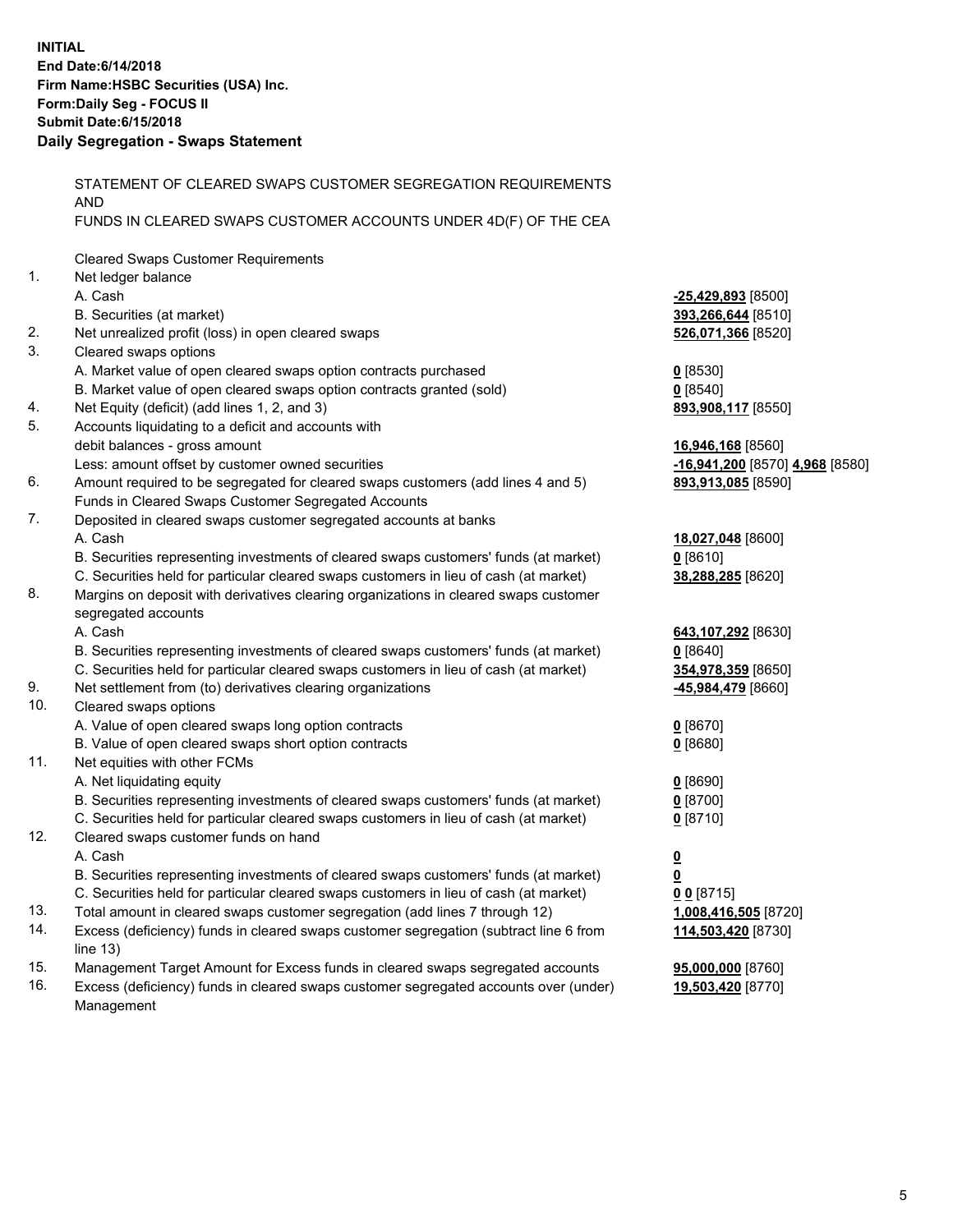**INITIAL**
**End Date:6/14/2018**
**Firm Name:HSBC Securities (USA) Inc.**
**Form:Daily Seg - FOCUS II**
**Submit Date:6/15/2018**
**Daily Segregation - Swaps Statement**

STATEMENT OF CLEARED SWAPS CUSTOMER SEGREGATION REQUIREMENTS AND FUNDS IN CLEARED SWAPS CUSTOMER ACCOUNTS UNDER 4D(F) OF THE CEA

| | | |
|---|---|---|
| | Cleared Swaps Customer Requirements | |
| 1. | Net ledger balance | |
| | A. Cash | **-25,429,893** [8500] |
| | B. Securities (at market) | **393,266,644** [8510] |
| 2. | Net unrealized profit (loss) in open cleared swaps | **526,071,366** [8520] |
| 3. | Cleared swaps options | |
| | A. Market value of open cleared swaps option contracts purchased | **0** [8530] |
| | B. Market value of open cleared swaps option contracts granted (sold) | **0** [8540] |
| 4. | Net Equity (deficit) (add lines 1, 2, and 3) | **893,908,117** [8550] |
| 5. | Accounts liquidating to a deficit and accounts with debit balances - gross amount | **16,946,168** [8560] |
| | Less: amount offset by customer owned securities | **-16,941,200** [8570] **4,968** [8580] |
| 6. | Amount required to be segregated for cleared swaps customers (add lines 4 and 5) | **893,913,085** [8590] |
| | Funds in Cleared Swaps Customer Segregated Accounts | |
| 7. | Deposited in cleared swaps customer segregated accounts at banks | |
| | A. Cash | **18,027,048** [8600] |
| | B. Securities representing investments of cleared swaps customers' funds (at market) | **0** [8610] |
| | C. Securities held for particular cleared swaps customers in lieu of cash (at market) | **38,288,285** [8620] |
| 8. | Margins on deposit with derivatives clearing organizations in cleared swaps customer segregated accounts | |
| | A. Cash | **643,107,292** [8630] |
| | B. Securities representing investments of cleared swaps customers' funds (at market) | **0** [8640] |
| | C. Securities held for particular cleared swaps customers in lieu of cash (at market) | **354,978,359** [8650] |
| 9. | Net settlement from (to) derivatives clearing organizations | **-45,984,479** [8660] |
| 10. | Cleared swaps options | |
| | A. Value of open cleared swaps long option contracts | **0** [8670] |
| | B. Value of open cleared swaps short option contracts | **0** [8680] |
| 11. | Net equities with other FCMs | |
| | A. Net liquidating equity | **0** [8690] |
| | B. Securities representing investments of cleared swaps customers' funds (at market) | **0** [8700] |
| | C. Securities held for particular cleared swaps customers in lieu of cash (at market) | **0** [8710] |
| 12. | Cleared swaps customer funds on hand | |
| | A. Cash | **0** |
| | B. Securities representing investments of cleared swaps customers' funds (at market) | **0** |
| | C. Securities held for particular cleared swaps customers in lieu of cash (at market) | **0** **0** [8715] |
| 13. | Total amount in cleared swaps customer segregation (add lines 7 through 12) | **1,008,416,505** [8720] |
| 14. | Excess (deficiency) funds in cleared swaps customer segregation (subtract line 6 from line 13) | **114,503,420** [8730] |
| 15. | Management Target Amount for Excess funds in cleared swaps segregated accounts | **95,000,000** [8760] |
| 16. | Excess (deficiency) funds in cleared swaps customer segregated accounts over (under) Management | **19,503,420** [8770] |